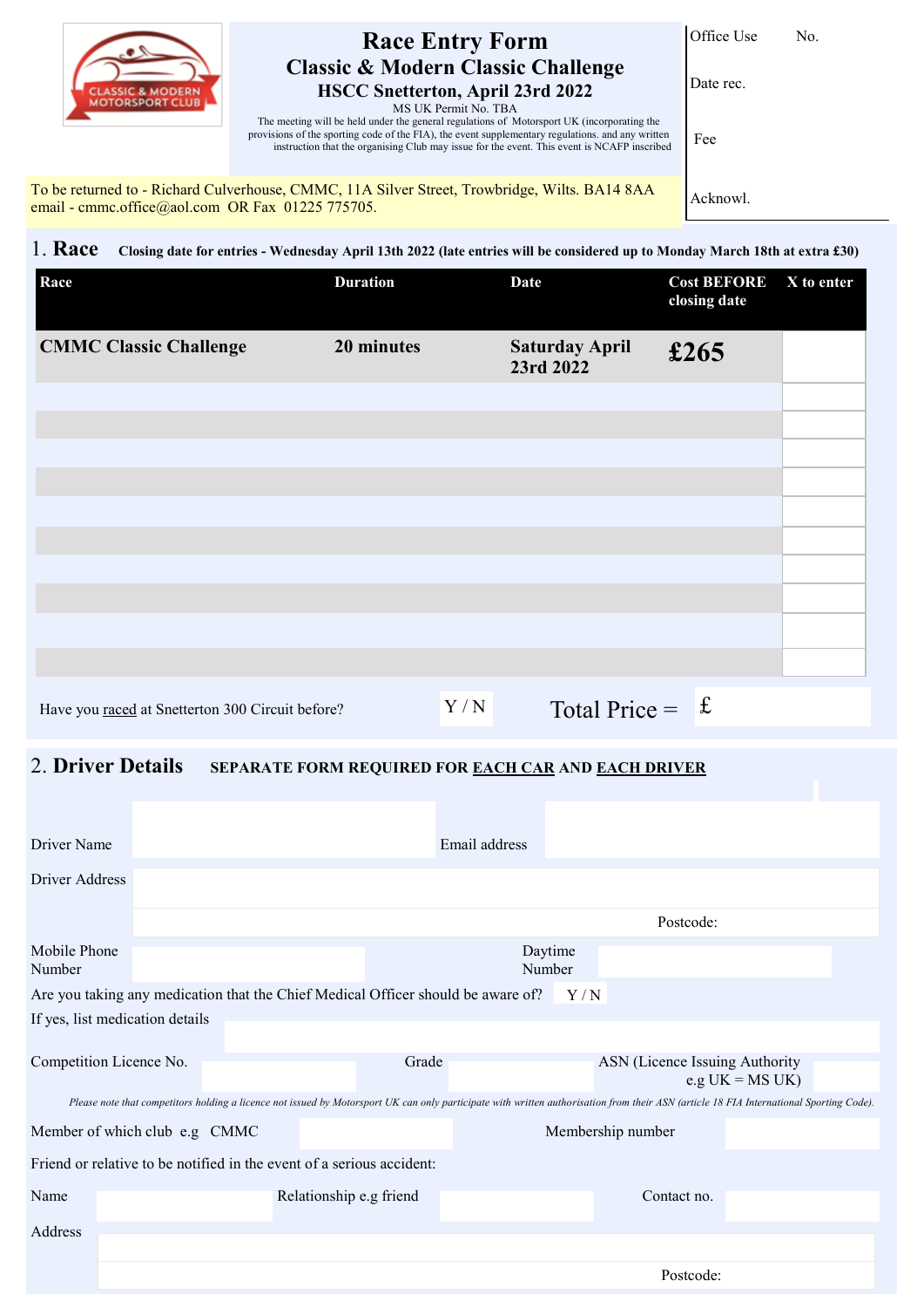# Race Entry Form

## Classic & Modern Classic Challenge

### HSCC Snetterton, April 23rd 2022

MS UK Permit No. TBA

The meeting will be held under the general regulations of Motorsport UK (incorporating the provisions of the sporting code of the FIA), the event supplementary regulations. and any written instruction that the organising Club may issue for the event. This event is NCAFP inscribed

| Office Use | No. |
|---|---|
| Date rec. | |
| Fee | |
| Acknowl. | |

To be returned to - Richard Culverhouse, CMMC, 11A Silver Street, Trowbridge, Wilts. BA14 8AA
email - cmmc.office@aol.com OR Fax 01225 775705.

## 1. Race

**Closing date for entries - Wednesday April 13th 2022 (late entries will be considered up to Monday March 18th at extra £30)**

| Race | Duration | Date | Cost BEFORE closing date | X to enter |
|---|---|---|---|---|
| **CMMC Classic Challenge** | **20 minutes** | **Saturday April 23rd 2022** | **£265** | |
| | | | | |
| | | | | |
| | | | | |
| | | | | |
| | | | | |
| | | | | |
| | | | | |
| | | | | |
| | | | | |
| | | | | |

Have you raced at Snetterton 300 Circuit before? Y / N

Total Price = £

## 2. Driver Details

**SEPARATE FORM REQUIRED FOR EACH CAR AND EACH DRIVER**

Driver Name &nbsp;&nbsp;&nbsp;&nbsp; Email address

Driver Address

Postcode:

Mobile Phone Number &nbsp;&nbsp;&nbsp;&nbsp; Daytime Number

Are you taking any medication that the Chief Medical Officer should be aware of? Y / N

If yes, list medication details

Competition Licence No. &nbsp;&nbsp;&nbsp;&nbsp; Grade &nbsp;&nbsp;&nbsp;&nbsp; ASN (Licence Issuing Authority e.g UK = MS UK)

*Please note that competitors holding a licence not issued by Motorsport UK can only participate with written authorisation from their ASN (article 18 FIA International Sporting Code).*

Member of which club e.g CMMC &nbsp;&nbsp;&nbsp;&nbsp; Membership number

Friend or relative to be notified in the event of a serious accident:

Name &nbsp;&nbsp;&nbsp;&nbsp; Relationship e.g friend &nbsp;&nbsp;&nbsp;&nbsp; Contact no.

Address

Postcode: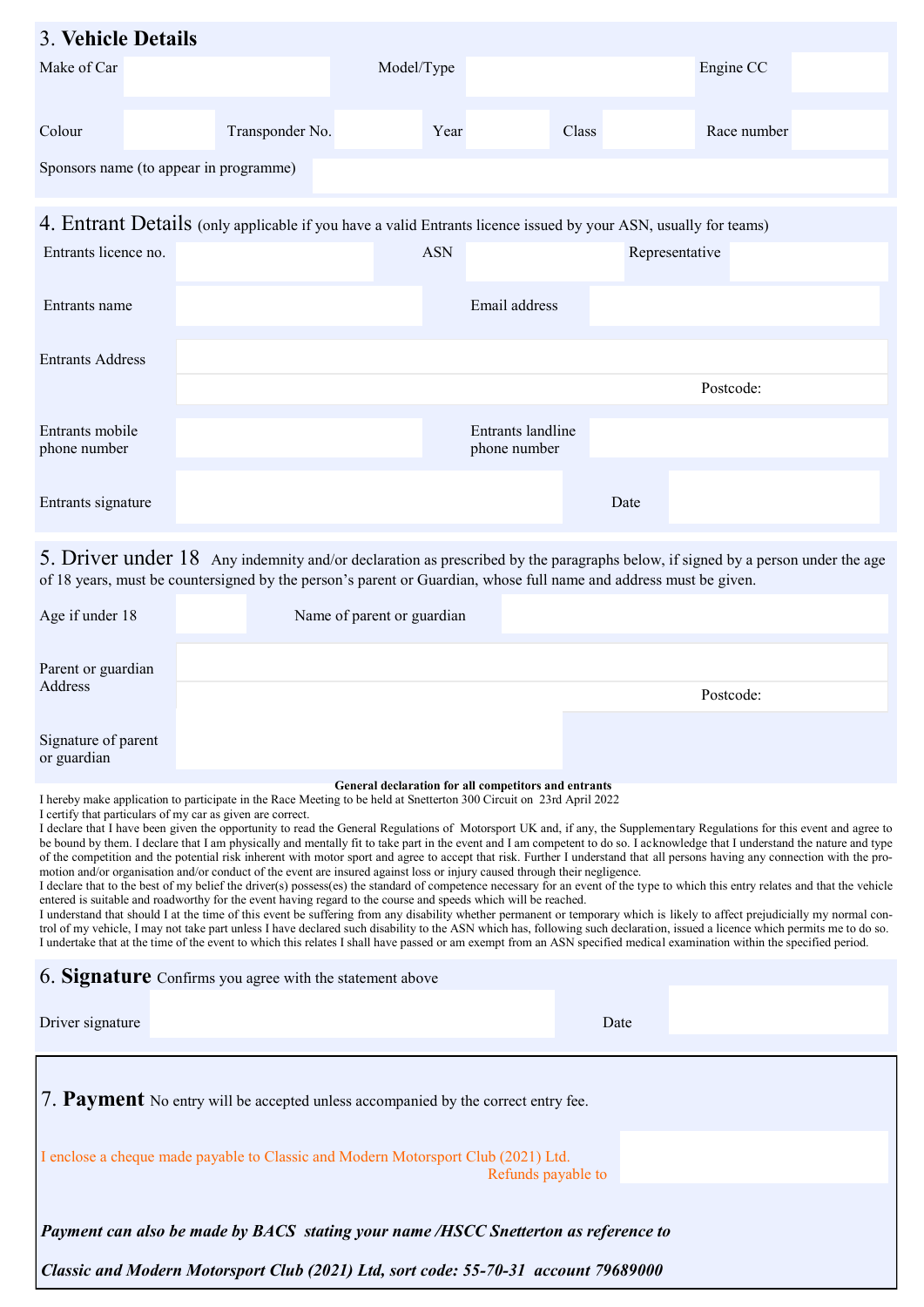## 3. **Vehicle Details**

Make of Car

Model/Type

Engine CC

Colour

Transponder No.

Year

Class

Race number

Sponsors name (to appear in programme)

## 4. Entrant Details (only applicable if you have a valid Entrants licence issued by your ASN, usually for teams)

Entrants licence no.

ASN

Representative

Entrants name

Email address

Entrants Address

Postcode:

Entrants mobile phone number

Entrants landline phone number

Entrants signature

Date

## 5. Driver under 18 Any indemnity and/or declaration as prescribed by the paragraphs below, if signed by a person under the age of 18 years, must be countersigned by the person's parent or Guardian, whose full name and address must be given.

Age if under 18

Name of parent or guardian

Parent or guardian Address

Postcode:

Signature of parent or guardian

**General declaration for all competitors and entrants**

I hereby make application to participate in the Race Meeting to be held at Snetterton 300 Circuit on 23rd April 2022

I certify that particulars of my car as given are correct.

I declare that I have been given the opportunity to read the General Regulations of Motorsport UK and, if any, the Supplementary Regulations for this event and agree to be bound by them. I declare that I am physically and mentally fit to take part in the event and I am competent to do so. I acknowledge that I understand the nature and type of the competition and the potential risk inherent with motor sport and agree to accept that risk. Further I understand that all persons having any connection with the promotion and/or organisation and/or conduct of the event are insured against loss or injury caused through their negligence.

I declare that to the best of my belief the driver(s) possess(es) the standard of competence necessary for an event of the type to which this entry relates and that the vehicle entered is suitable and roadworthy for the event having regard to the course and speeds which will be reached.

I understand that should I at the time of this event be suffering from any disability whether permanent or temporary which is likely to affect prejudicially my normal control of my vehicle, I may not take part unless I have declared such disability to the ASN which has, following such declaration, issued a licence which permits me to do so.

I undertake that at the time of the event to which this relates I shall have passed or am exempt from an ASN specified medical examination within the specified period.

## 6. **Signature** Confirms you agree with the statement above

Driver signature

Date

## 7. **Payment** No entry will be accepted unless accompanied by the correct entry fee.

I enclose a cheque made payable to Classic and Modern Motorsport Club (2021) Ltd.

Refunds payable to

***Payment can also be made by BACS stating your name /HSCC Snetterton as reference to***

***Classic and Modern Motorsport Club (2021) Ltd, sort code: 55-70-31 account 79689000***